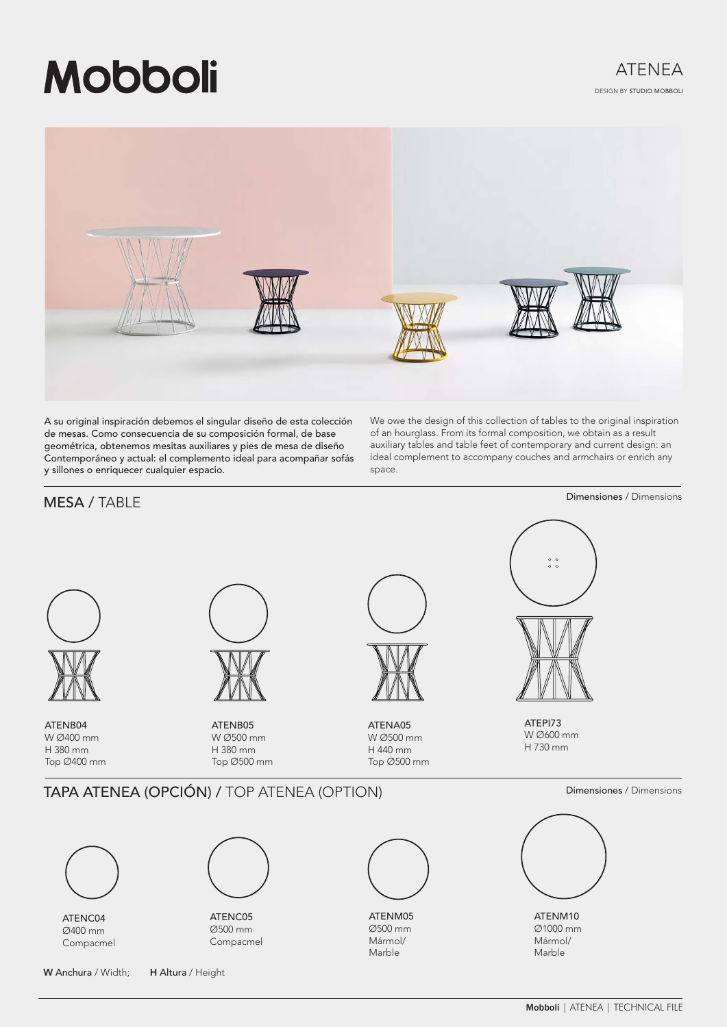# Mobboli

## ATENEA

DESIGN BY STUDIO MOBBOLI

A su original inspiración debemos el singular diseño de esta colección de mesas. Como consecuencia de su composición formal, de base geométrica, obtenemos mesitas auxiliares y pies de mesa de diseño Contemporáneo y actual: el complemento ideal para acompañar sofás y sillones o enriquecer cualquier espacio.

We owe the design of this collection of tables to the original inspiration of an hourglass. From its formal composition, we obtain as a result auxiliary tables and table feet of contemporary and current design: an ideal complement to accompany couches and armchairs or enrich any space.

## MESA / TABLE

**Dimensiones** / Dimensions

**ATENB04**
W Ø400 mm
H 380 mm
Top Ø400 mm

**ATENB05**
W Ø500 mm
H 380 mm
Top Ø500 mm

**ATENA05**
W Ø500 mm
H 440 mm
Top Ø500 mm

**ATEPI73**
W Ø600 mm
H 730 mm

## TAPA ATENEA (OPCIÓN) / TOP ATENEA (OPTION)

**Dimensiones** / Dimensions

**ATENC04**
Ø400 mm
Compacmel

**ATENC05**
Ø500 mm
Compacmel

**ATENM05**
Ø500 mm
Mármol/
Marble

**ATENM10**
Ø1000 mm
Mármol/
Marble

**W** Anchura / Width; **H** Altura / Height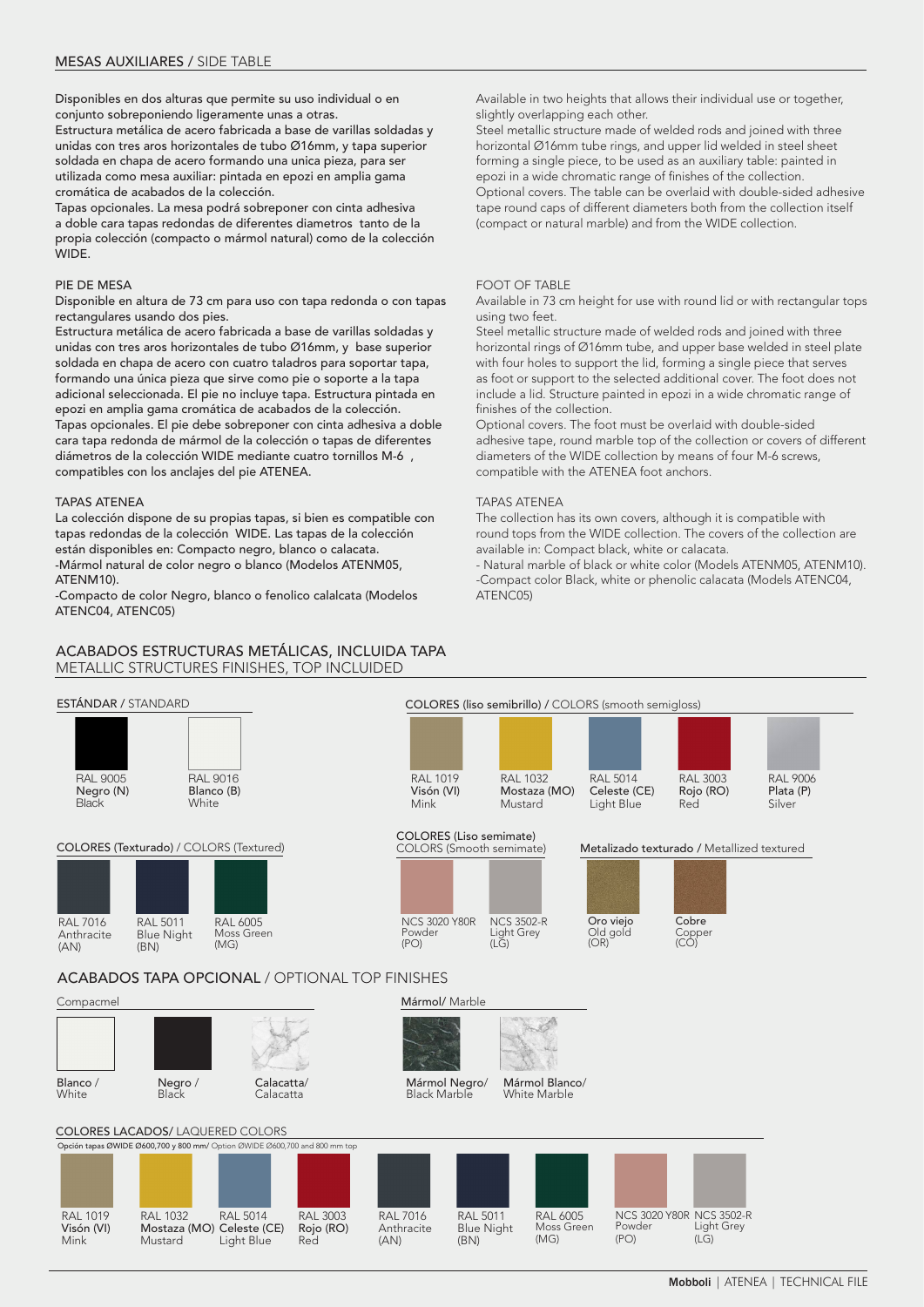## MESAS AUXILIARES / SIDE TABLE

Disponibles en dos alturas que permite su uso individual o en conjunto sobreponiendo ligeramente unas a otras.
Estructura metálica de acero fabricada a base de varillas soldadas y unidas con tres aros horizontales de tubo Ø16mm, y tapa superior soldada en chapa de acero formando una unica pieza, para ser utilizada como mesa auxiliar: pintada en epozi en amplia gama cromática de acabados de la colección.
Tapas opcionales. La mesa podrá sobreponer con cinta adhesiva a doble cara tapas redondas de diferentes diametros tanto de la propia colección (compacto o mármol natural) como de la colección WIDE.

Available in two heights that allows their individual use or together, slightly overlapping each other.
Steel metallic structure made of welded rods and joined with three horizontal Ø16mm tube rings, and upper lid welded in steel sheet forming a single piece, to be used as an auxiliary table: painted in epozi in a wide chromatic range of finishes of the collection.
Optional covers. The table can be overlaid with double-sided adhesive tape round caps of different diameters both from the collection itself (compact or natural marble) and from the WIDE collection.

### PIE DE MESA

Disponible en altura de 73 cm para uso con tapa redonda o con tapas rectangulares usando dos pies.
Estructura metálica de acero fabricada a base de varillas soldadas y unidas con tres aros horizontales de tubo Ø16mm, y base superior soldada en chapa de acero con cuatro taladros para soportar tapa, formando una única pieza que sirve como pie o soporte a la tapa adicional seleccionada. El pie no incluye tapa. Estructura pintada en epozi en amplia gama cromática de acabados de la colección.
Tapas opcionales. El pie debe sobreponer con cinta adhesiva a doble cara tapa redonda de mármol de la colección o tapas de diferentes diámetros de la colección WIDE mediante cuatro tornillos M-6 , compatibles con los anclajes del pie ATENEA.

### FOOT OF TABLE

Available in 73 cm height for use with round lid or with rectangular tops using two feet.
Steel metallic structure made of welded rods and joined with three horizontal rings of Ø16mm tube, and upper base welded in steel plate with four holes to support the lid, forming a single piece that serves as foot or support to the selected additional cover. The foot does not include a lid. Structure painted in epozi in a wide chromatic range of finishes of the collection.
Optional covers. The foot must be overlaid with double-sided adhesive tape, round marble top of the collection or covers of different diameters of the WIDE collection by means of four M-6 screws, compatible with the ATENEA foot anchors.

### TAPAS ATENEA

La colección dispone de su propias tapas, si bien es compatible con tapas redondas de la colección WIDE. Las tapas de la colección están disponibles en: Compacto negro, blanco o calacata.
-Mármol natural de color negro o blanco (Modelos ATENM05, ATENM10).
-Compacto de color Negro, blanco o fenolico calalcata (Modelos ATENC04, ATENC05)

### TAPAS ATENEA

The collection has its own covers, although it is compatible with round tops from the WIDE collection. The covers of the collection are available in: Compact black, white or calacata.
- Natural marble of black or white color (Models ATENM05, ATENM10).
-Compact color Black, white or phenolic calacata (Models ATENC04, ATENC05)

## ACABADOS ESTRUCTURAS METÁLICAS, INCLUIDA TAPA
METALLIC STRUCTURES FINISHES, TOP INCLUIDED

### ESTÁNDAR / STANDARD

- RAL 9005 Negro (N) Black
- RAL 9016 Blanco (B) White

### COLORES (liso semibrillo) / COLORS (smooth semigloss)

- RAL 1019 Visón (VI) Mink
- RAL 1032 Mostaza (MO) Mustard
- RAL 5014 Celeste (CE) Light Blue
- RAL 3003 Rojo (RO) Red
- RAL 9006 Plata (P) Silver

### COLORES (Texturado) / COLORS (Textured)

- RAL 7016 Anthracite (AN)
- RAL 5011 Blue Night (BN)
- RAL 6005 Moss Green (MG)

### COLORES (Liso semimate) COLORS (Smooth semimate)

- NCS 3020 Y80R Powder (PO)
- NCS 3502-R Light Grey (LG)

### Metalizado texturado / Metallized textured

- Oro viejo Old gold (OR)
- Cobre Copper (CO)

## ACABADOS TAPA OPCIONAL / OPTIONAL TOP FINISHES

### Compacmel

- Blanco / White
- Negro / Black
- Calacatta/ Calacatta

### Mármol/ Marble

- Mármol Negro/ Black Marble
- Mármol Blanco/ White Marble

### COLORES LACADOS/ LAQUERED COLORS

Opción tapas ØWIDE Ø600,700 y 800 mm/ Option ØWIDE Ø600,700 and 800 mm top

- RAL 1019 Visón (VI) Mink
- RAL 1032 Mostaza (MO) Mustard
- RAL 5014 Celeste (CE) Light Blue
- RAL 3003 Rojo (RO) Red
- RAL 7016 Anthracite (AN)
- RAL 5011 Blue Night (BN)
- RAL 6005 Moss Green (MG)
- NCS 3020 Y80R Powder (PO)
- NCS 3502-R Light Grey (LG)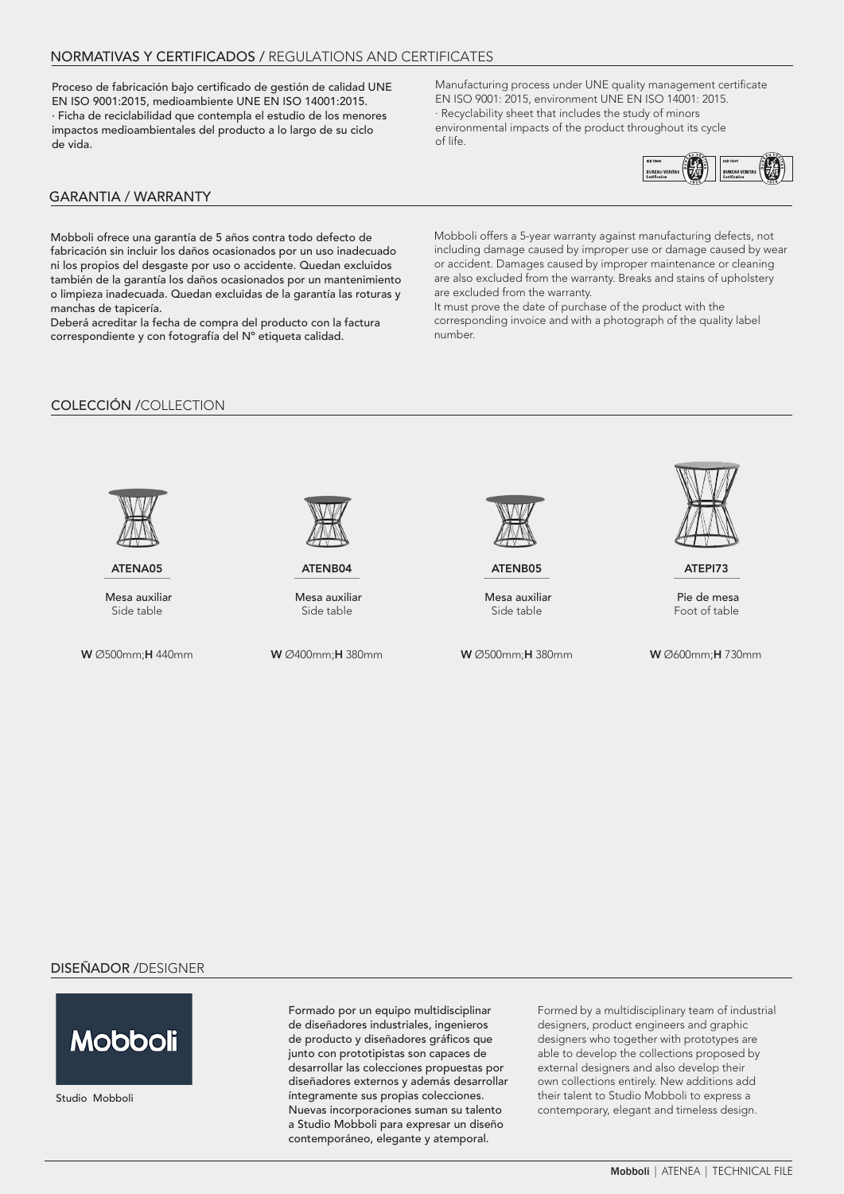## NORMATIVAS Y CERTIFICADOS / REGULATIONS AND CERTIFICATES

Proceso de fabricación bajo certificado de gestión de calidad UNE EN ISO 9001:2015, medioambiente UNE EN ISO 14001:2015.
· Ficha de reciclabilidad que contempla el estudio de los menores impactos medioambientales del producto a lo largo de su ciclo de vida.

Manufacturing process under UNE quality management certificate EN ISO 9001: 2015, environment UNE EN ISO 14001: 2015.
· Recyclability sheet that includes the study of minors environmental impacts of the product throughout its cycle of life.

## GARANTIA / WARRANTY

Mobboli ofrece una garantía de 5 años contra todo defecto de fabricación sin incluir los daños ocasionados por un uso inadecuado ni los propios del desgaste por uso o accidente. Quedan excluidos también de la garantía los daños ocasionados por un mantenimiento o limpieza inadecuada. Quedan excluidas de la garantía las roturas y manchas de tapicería.
Deberá acreditar la fecha de compra del producto con la factura correspondiente y con fotografía del Nº etiqueta calidad.

Mobboli offers a 5-year warranty against manufacturing defects, not including damage caused by improper use or damage caused by wear or accident. Damages caused by improper maintenance or cleaning are also excluded from the warranty. Breaks and stains of upholstery are excluded from the warranty.
It must prove the date of purchase of the product with the corresponding invoice and with a photograph of the quality label number.

## COLECCIÓN /COLLECTION

**ATENA05**
Mesa auxiliar
Side table
**W** Ø500mm;**H** 440mm

**ATENB04**
Mesa auxiliar
Side table
**W** Ø400mm;**H** 380mm

**ATENB05**
Mesa auxiliar
Side table
**W** Ø500mm;**H** 380mm

**ATEPI73**
Pie de mesa
Foot of table
**W** Ø600mm;**H** 730mm

## DISEÑADOR /DESIGNER

Mobboli

Studio Mobboli

Formado por un equipo multidisciplinar de diseñadores industriales, ingenieros de producto y diseñadores gráficos que junto con prototipistas son capaces de desarrollar las colecciones propuestas por diseñadores externos y además desarrollar íntegramente sus propias colecciones. Nuevas incorporaciones suman su talento a Studio Mobboli para expresar un diseño contemporáneo, elegante y atemporal.

Formed by a multidisciplinary team of industrial designers, product engineers and graphic designers who together with prototypes are able to develop the collections proposed by external designers and also develop their own collections entirely. New additions add their talent to Studio Mobboli to express a contemporary, elegant and timeless design.